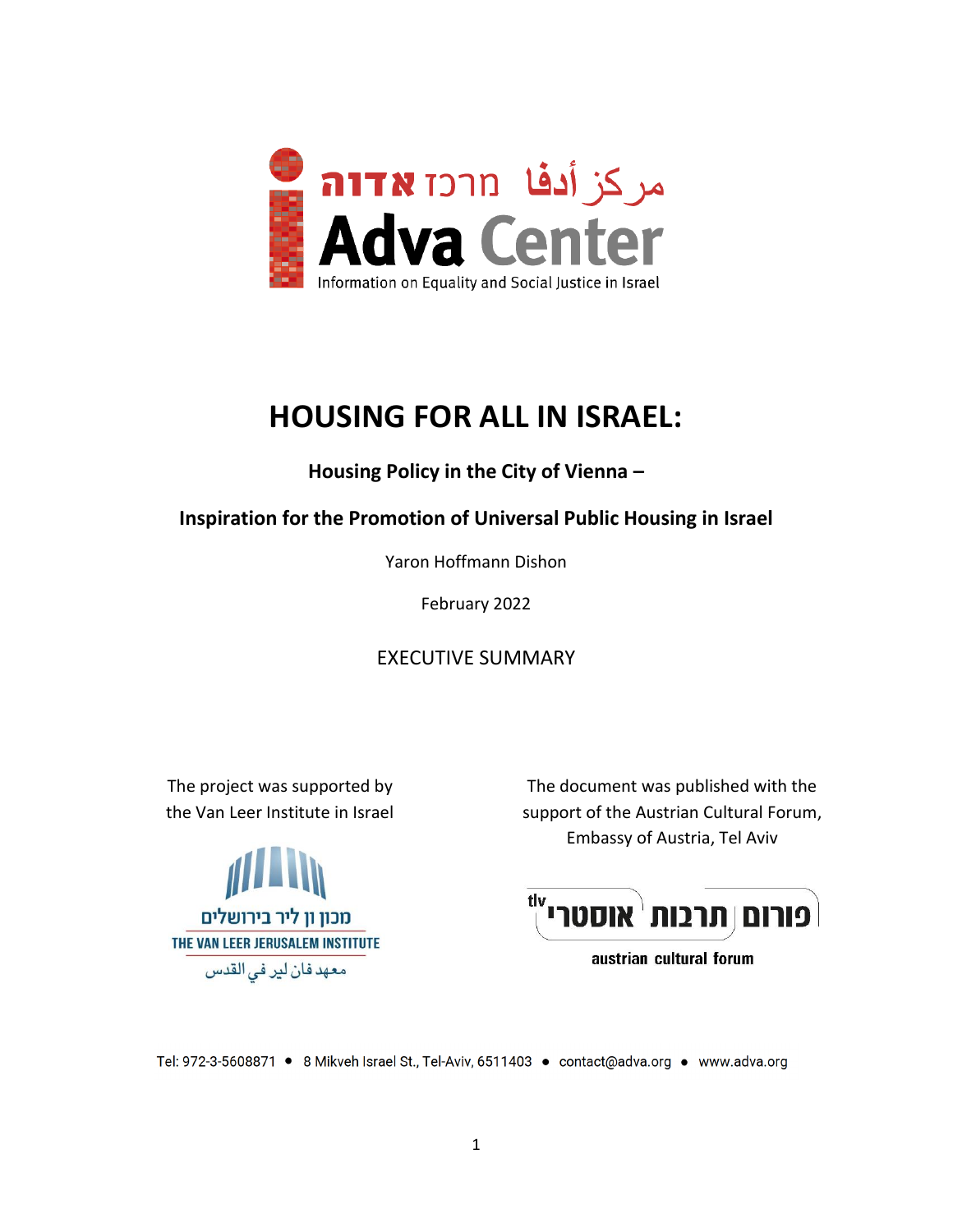مركز أدفا מרכז אדוה

**Adva Center**

Information on Equality and Social Justice in Israel

# HOUSING FOR ALL IN ISRAEL:

**Housing Policy in the City of Vienna –**

**Inspiration for the Promotion of Universal Public Housing in Israel**

Yaron Hoffmann Dishon

February 2022

EXECUTIVE SUMMARY

The project was supported by the Van Leer Institute in Israel

מכון ון ליר בירושלים

THE VAN LEER JERUSALEM INSTITUTE

معهد فان لير في القدس

The document was published with the support of the Austrian Cultural Forum, Embassy of Austria, Tel Aviv

tlv פורום תרבות אוסטרי

austrian cultural forum

Tel: 972-3-5608871 • 8 Mikveh Israel St., Tel-Aviv, 6511403 • contact@adva.org • www.adva.org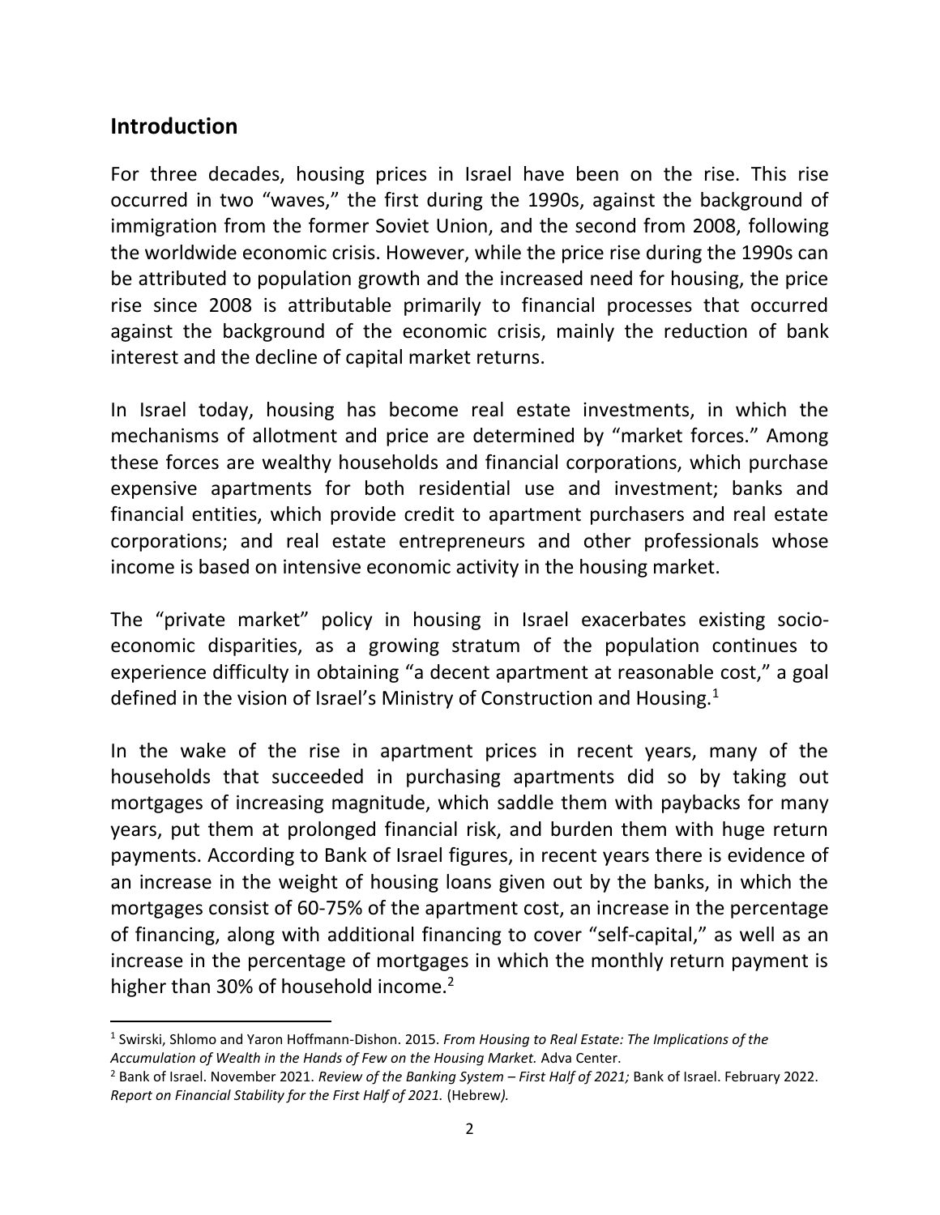## Introduction

For three decades, housing prices in Israel have been on the rise. This rise occurred in two "waves," the first during the 1990s, against the background of immigration from the former Soviet Union, and the second from 2008, following the worldwide economic crisis. However, while the price rise during the 1990s can be attributed to population growth and the increased need for housing, the price rise since 2008 is attributable primarily to financial processes that occurred against the background of the economic crisis, mainly the reduction of bank interest and the decline of capital market returns.

In Israel today, housing has become real estate investments, in which the mechanisms of allotment and price are determined by "market forces." Among these forces are wealthy households and financial corporations, which purchase expensive apartments for both residential use and investment; banks and financial entities, which provide credit to apartment purchasers and real estate corporations; and real estate entrepreneurs and other professionals whose income is based on intensive economic activity in the housing market.

The "private market" policy in housing in Israel exacerbates existing socio-economic disparities, as a growing stratum of the population continues to experience difficulty in obtaining "a decent apartment at reasonable cost," a goal defined in the vision of Israel's Ministry of Construction and Housing.[1]

In the wake of the rise in apartment prices in recent years, many of the households that succeeded in purchasing apartments did so by taking out mortgages of increasing magnitude, which saddle them with paybacks for many years, put them at prolonged financial risk, and burden them with huge return payments. According to Bank of Israel figures, in recent years there is evidence of an increase in the weight of housing loans given out by the banks, in which the mortgages consist of 60-75% of the apartment cost, an increase in the percentage of financing, along with additional financing to cover "self-capital," as well as an increase in the percentage of mortgages in which the monthly return payment is higher than 30% of household income.[2]

---

[1] Swirski, Shlomo and Yaron Hoffmann-Dishon. 2015. *From Housing to Real Estate: The Implications of the Accumulation of Wealth in the Hands of Few on the Housing Market.* Adva Center.

[2] Bank of Israel. November 2021. *Review of the Banking System – First Half of 2021;* Bank of Israel. February 2022. *Report on Financial Stability for the First Half of 2021.* (Hebrew*).*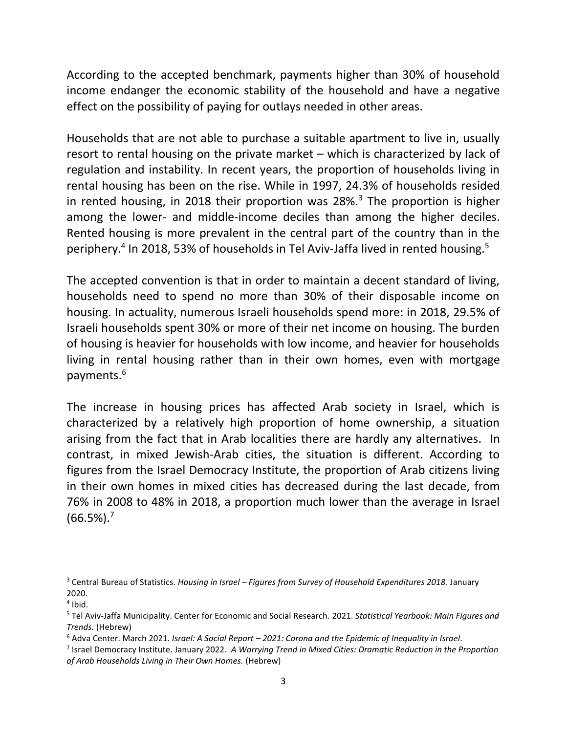According to the accepted benchmark, payments higher than 30% of household income endanger the economic stability of the household and have a negative effect on the possibility of paying for outlays needed in other areas.

Households that are not able to purchase a suitable apartment to live in, usually resort to rental housing on the private market – which is characterized by lack of regulation and instability. In recent years, the proportion of households living in rental housing has been on the rise. While in 1997, 24.3% of households resided in rented housing, in 2018 their proportion was 28%.[3] The proportion is higher among the lower- and middle-income deciles than among the higher deciles. Rented housing is more prevalent in the central part of the country than in the periphery.[4] In 2018, 53% of households in Tel Aviv-Jaffa lived in rented housing.[5]

The accepted convention is that in order to maintain a decent standard of living, households need to spend no more than 30% of their disposable income on housing. In actuality, numerous Israeli households spend more: in 2018, 29.5% of Israeli households spent 30% or more of their net income on housing. The burden of housing is heavier for households with low income, and heavier for households living in rental housing rather than in their own homes, even with mortgage payments.[6]

The increase in housing prices has affected Arab society in Israel, which is characterized by a relatively high proportion of home ownership, a situation arising from the fact that in Arab localities there are hardly any alternatives. In contrast, in mixed Jewish-Arab cities, the situation is different. According to figures from the Israel Democracy Institute, the proportion of Arab citizens living in their own homes in mixed cities has decreased during the last decade, from 76% in 2008 to 48% in 2018, a proportion much lower than the average in Israel (66.5%).[7]

---

[3] Central Bureau of Statistics. *Housing in Israel – Figures from Survey of Household Expenditures 2018.* January 2020.

[4] Ibid.

[5] Tel Aviv-Jaffa Municipality. Center for Economic and Social Research. 2021. *Statistical Yearbook: Main Figures and Trends.* (Hebrew)

[6] Adva Center. March 2021. *Israel: A Social Report – 2021: Corona and the Epidemic of Inequality in Israel*.

[7] Israel Democracy Institute. January 2022. *A Worrying Trend in Mixed Cities: Dramatic Reduction in the Proportion of Arab Households Living in Their Own Homes.* (Hebrew)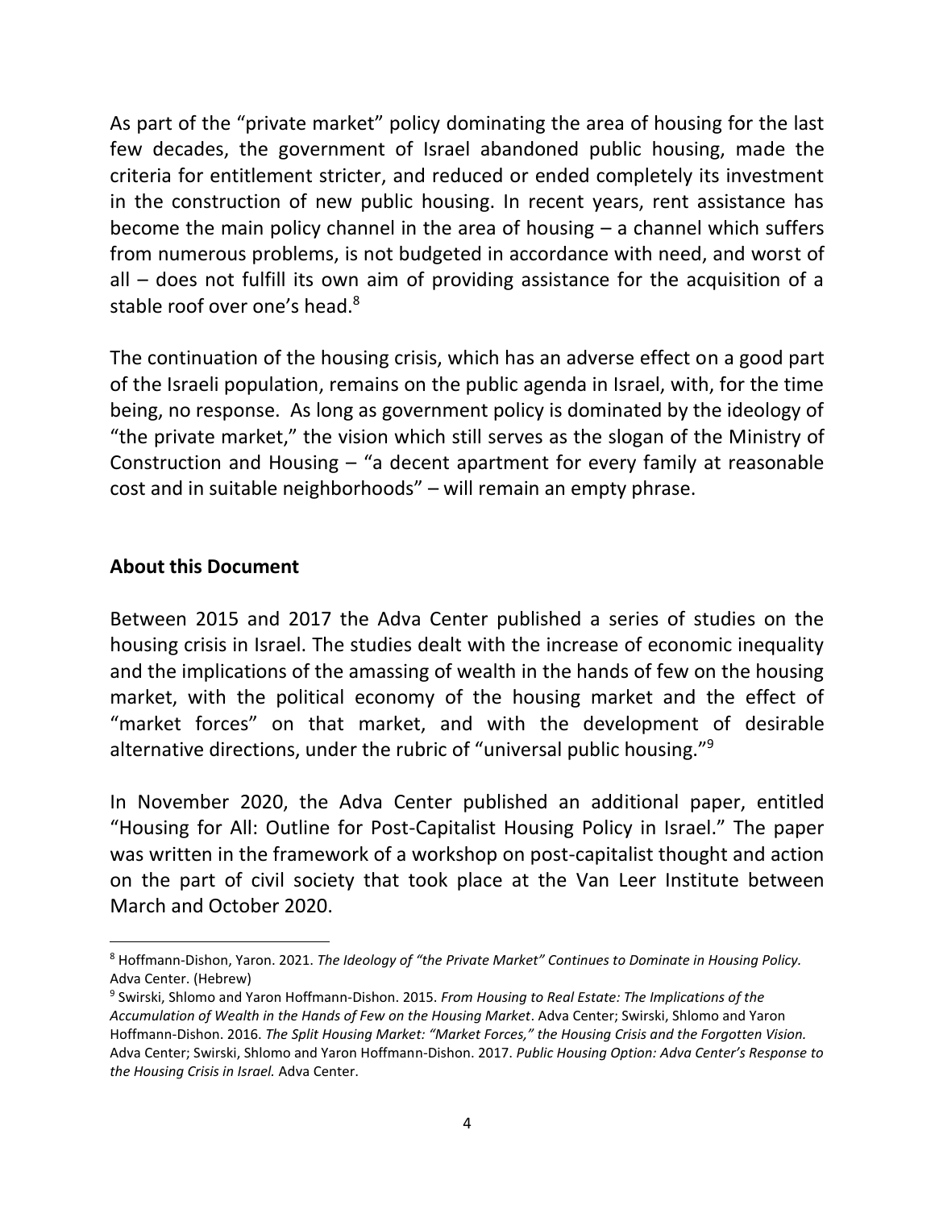As part of the "private market" policy dominating the area of housing for the last few decades, the government of Israel abandoned public housing, made the criteria for entitlement stricter, and reduced or ended completely its investment in the construction of new public housing. In recent years, rent assistance has become the main policy channel in the area of housing – a channel which suffers from numerous problems, is not budgeted in accordance with need, and worst of all – does not fulfill its own aim of providing assistance for the acquisition of a stable roof over one's head.[8]

The continuation of the housing crisis, which has an adverse effect on a good part of the Israeli population, remains on the public agenda in Israel, with, for the time being, no response. As long as government policy is dominated by the ideology of "the private market," the vision which still serves as the slogan of the Ministry of Construction and Housing – "a decent apartment for every family at reasonable cost and in suitable neighborhoods" – will remain an empty phrase.

## About this Document

Between 2015 and 2017 the Adva Center published a series of studies on the housing crisis in Israel. The studies dealt with the increase of economic inequality and the implications of the amassing of wealth in the hands of few on the housing market, with the political economy of the housing market and the effect of "market forces" on that market, and with the development of desirable alternative directions, under the rubric of "universal public housing."[9]

In November 2020, the Adva Center published an additional paper, entitled "Housing for All: Outline for Post-Capitalist Housing Policy in Israel." The paper was written in the framework of a workshop on post-capitalist thought and action on the part of civil society that took place at the Van Leer Institute between March and October 2020.

---

[8] Hoffmann-Dishon, Yaron. 2021. *The Ideology of "the Private Market" Continues to Dominate in Housing Policy.* Adva Center. (Hebrew)

[9] Swirski, Shlomo and Yaron Hoffmann-Dishon. 2015. *From Housing to Real Estate: The Implications of the Accumulation of Wealth in the Hands of Few on the Housing Market*. Adva Center; Swirski, Shlomo and Yaron Hoffmann-Dishon. 2016. *The Split Housing Market: "Market Forces," the Housing Crisis and the Forgotten Vision.* Adva Center; Swirski, Shlomo and Yaron Hoffmann-Dishon. 2017. *Public Housing Option: Adva Center's Response to the Housing Crisis in Israel.* Adva Center.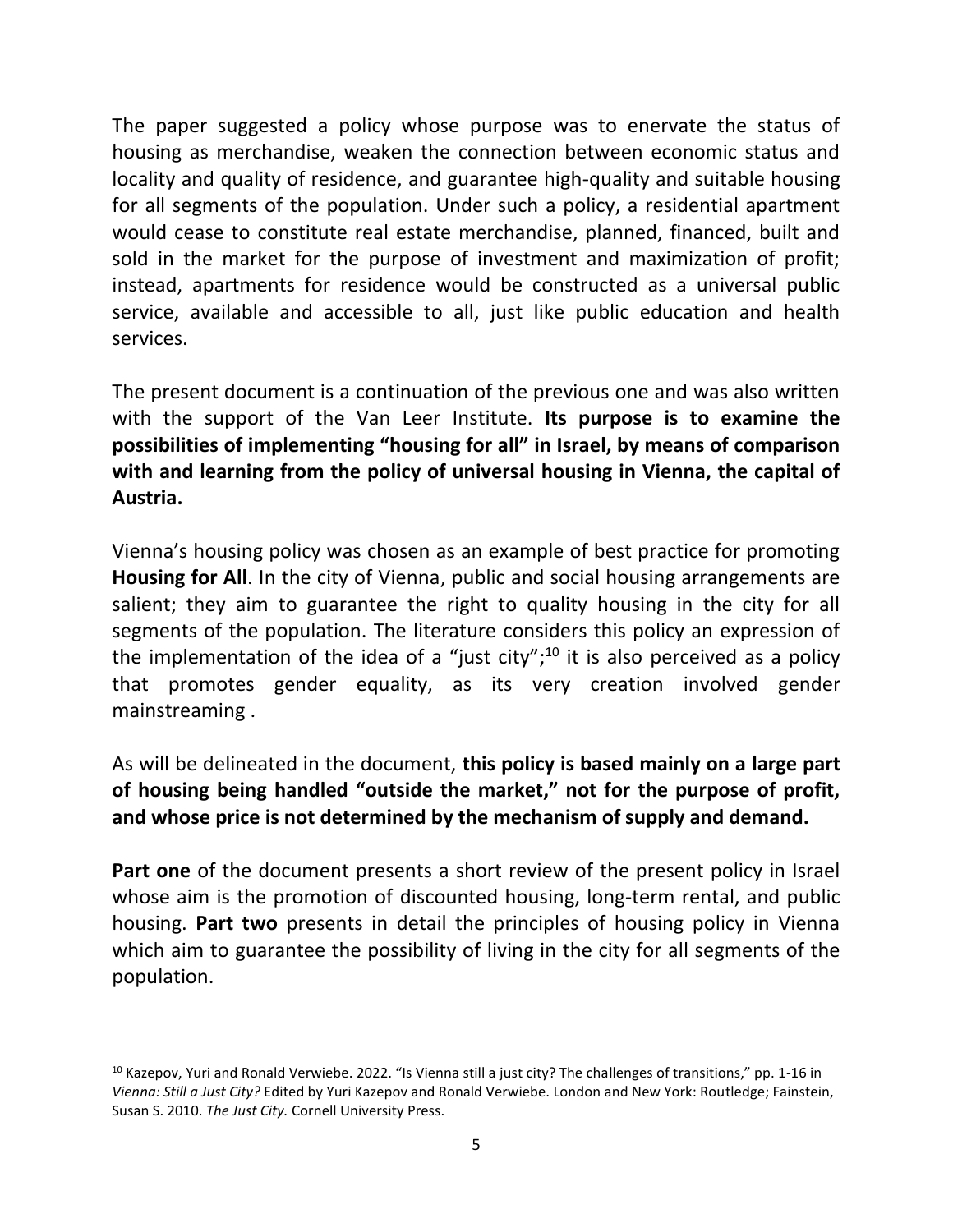The paper suggested a policy whose purpose was to enervate the status of housing as merchandise, weaken the connection between economic status and locality and quality of residence, and guarantee high-quality and suitable housing for all segments of the population. Under such a policy, a residential apartment would cease to constitute real estate merchandise, planned, financed, built and sold in the market for the purpose of investment and maximization of profit; instead, apartments for residence would be constructed as a universal public service, available and accessible to all, just like public education and health services.

The present document is a continuation of the previous one and was also written with the support of the Van Leer Institute. **Its purpose is to examine the possibilities of implementing "housing for all" in Israel, by means of comparison with and learning from the policy of universal housing in Vienna, the capital of Austria.**

Vienna's housing policy was chosen as an example of best practice for promoting **Housing for All**. In the city of Vienna, public and social housing arrangements are salient; they aim to guarantee the right to quality housing in the city for all segments of the population. The literature considers this policy an expression of the implementation of the idea of a "just city";[10] it is also perceived as a policy that promotes gender equality, as its very creation involved gender mainstreaming .

As will be delineated in the document, **this policy is based mainly on a large part of housing being handled "outside the market," not for the purpose of profit, and whose price is not determined by the mechanism of supply and demand.**

**Part one** of the document presents a short review of the present policy in Israel whose aim is the promotion of discounted housing, long-term rental, and public housing. **Part two** presents in detail the principles of housing policy in Vienna which aim to guarantee the possibility of living in the city for all segments of the population.

---

[10] Kazepov, Yuri and Ronald Verwiebe. 2022. "Is Vienna still a just city? The challenges of transitions," pp. 1-16 in *Vienna: Still a Just City?* Edited by Yuri Kazepov and Ronald Verwiebe. London and New York: Routledge; Fainstein, Susan S. 2010. *The Just City.* Cornell University Press.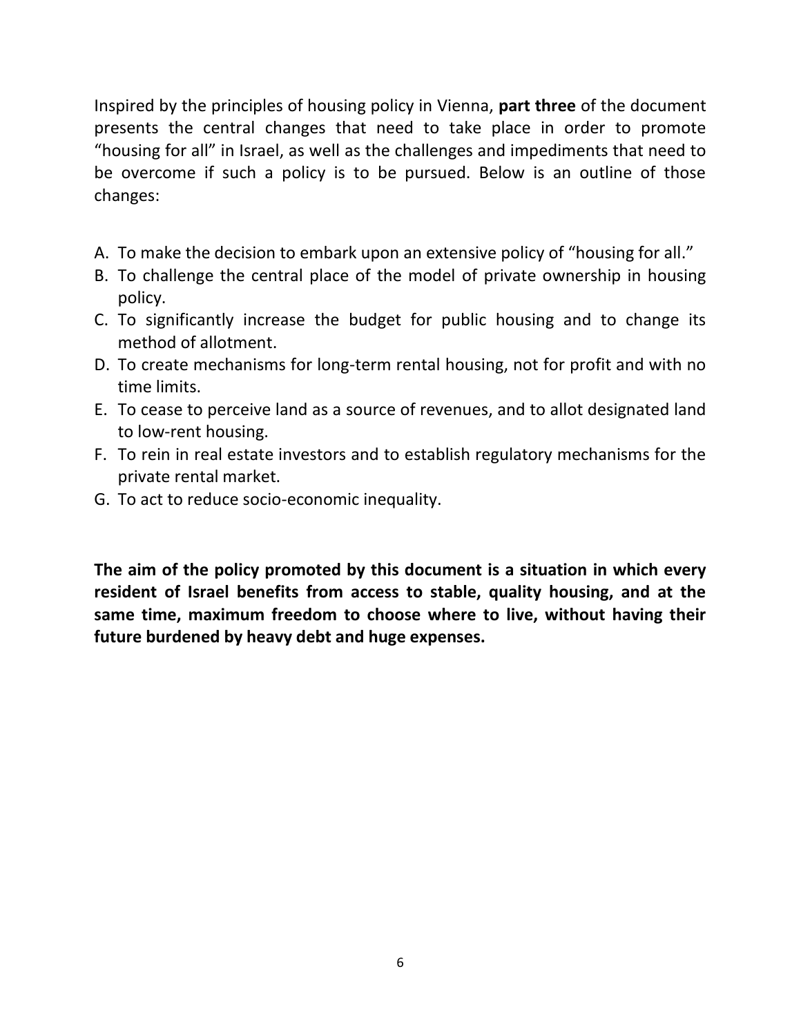Inspired by the principles of housing policy in Vienna, **part three** of the document presents the central changes that need to take place in order to promote "housing for all" in Israel, as well as the challenges and impediments that need to be overcome if such a policy is to be pursued. Below is an outline of those changes:

A. To make the decision to embark upon an extensive policy of "housing for all."
B. To challenge the central place of the model of private ownership in housing policy.
C. To significantly increase the budget for public housing and to change its method of allotment.
D. To create mechanisms for long-term rental housing, not for profit and with no time limits.
E. To cease to perceive land as a source of revenues, and to allot designated land to low-rent housing.
F. To rein in real estate investors and to establish regulatory mechanisms for the private rental market.
G. To act to reduce socio-economic inequality.

**The aim of the policy promoted by this document is a situation in which every resident of Israel benefits from access to stable, quality housing, and at the same time, maximum freedom to choose where to live, without having their future burdened by heavy debt and huge expenses.**